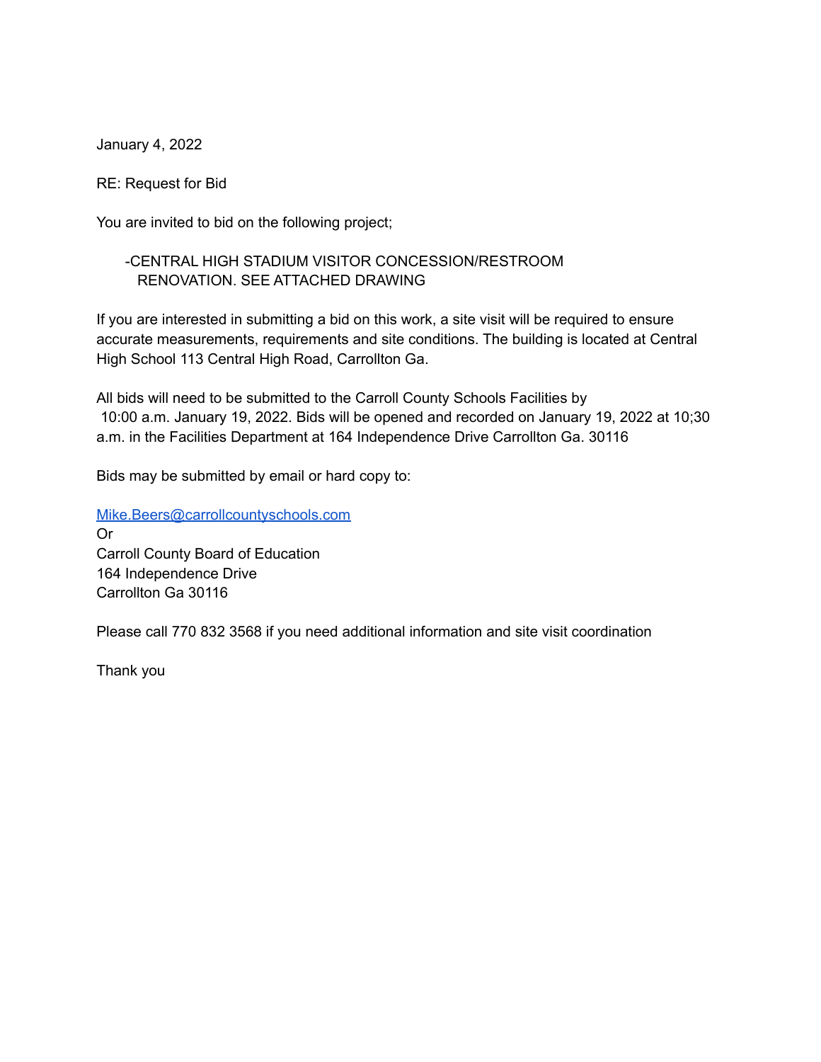January 4, 2022

RE: Request for Bid

You are invited to bid on the following project;

-CENTRAL HIGH STADIUM VISITOR CONCESSION/RESTROOM RENOVATION. SEE ATTACHED DRAWING

If you are interested in submitting a bid on this work, a site visit will be required to ensure accurate measurements, requirements and site conditions. The building is located at Central High School 113 Central High Road, Carrollton Ga.

All bids will need to be submitted to the Carroll County Schools Facilities by 10:00 a.m. January 19, 2022. Bids will be opened and recorded on January 19, 2022 at 10;30 a.m. in the Facilities Department at 164 Independence Drive Carrollton Ga. 30116

Bids may be submitted by email or hard copy to:

Mike.Beers@carrollcountyschools.com
Or
Carroll County Board of Education
164 Independence Drive
Carrollton Ga 30116

Please call 770 832 3568 if you need additional information and site visit coordination

Thank you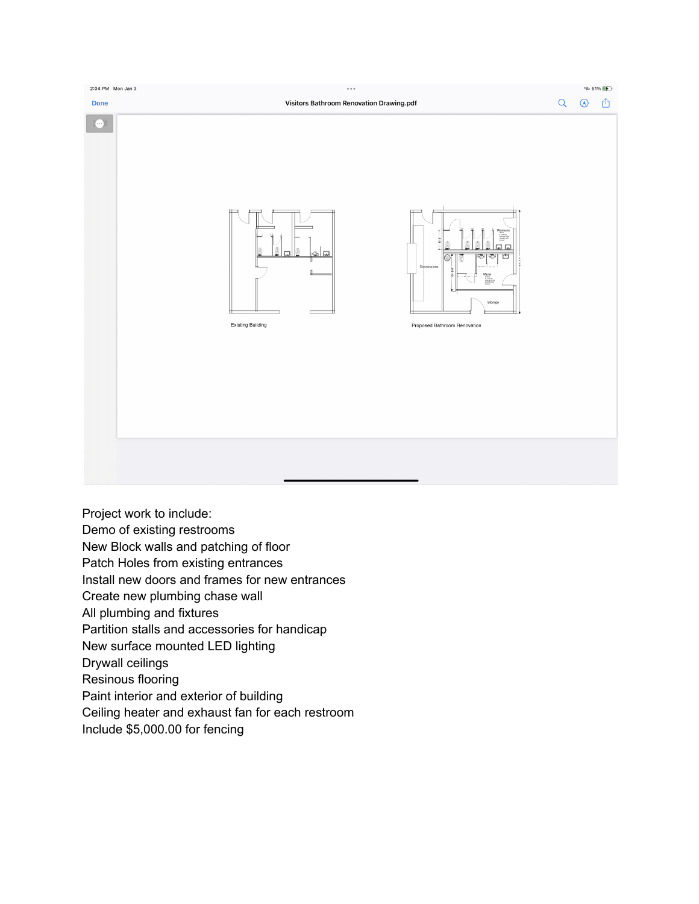Project work to include:

- Demo of existing restrooms
- New Block walls and patching of floor
- Patch Holes from existing entrances
- Install new doors and frames for new entrances
- Create new plumbing chase wall
- All plumbing and fixtures
- Partition stalls and accessories for handicap
- New surface mounted LED lighting
- Drywall ceilings
- Resinous flooring
- Paint interior and exterior of building
- Ceiling heater and exhaust fan for each restroom
- Include $5,000.00 for fencing